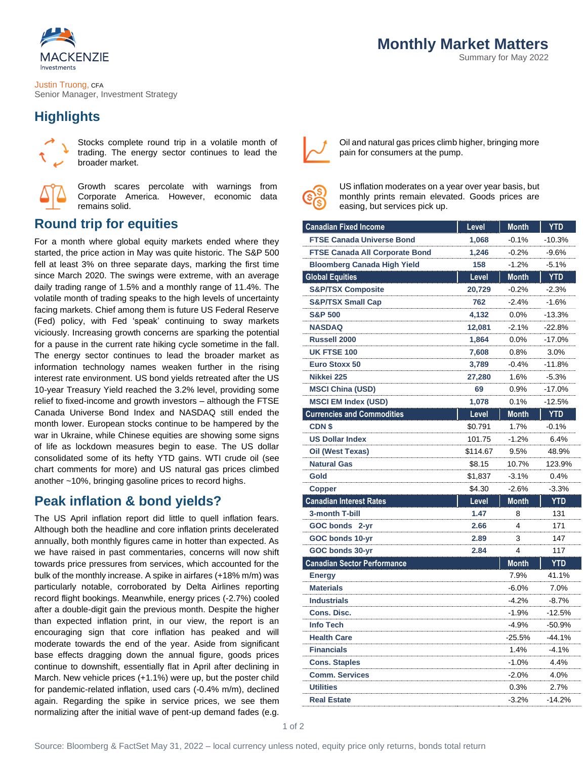# Monthly Market Matters

Summary for May 2022

Justin Truong, CFA
Senior Manager, Investment Strategy

## Highlights

Stocks complete round trip in a volatile month of trading. The energy sector continues to lead the broader market.

Growth scares percolate with warnings from Corporate America. However, economic data remains solid.

Oil and natural gas prices climb higher, bringing more pain for consumers at the pump.

US inflation moderates on a year over year basis, but monthly prints remain elevated. Goods prices are easing, but services pick up.

## Round trip for equities

For a month where global equity markets ended where they started, the price action in May was quite historic. The S&P 500 fell at least 3% on three separate days, marking the first time since March 2020. The swings were extreme, with an average daily trading range of 1.5% and a monthly range of 11.4%. The volatile month of trading speaks to the high levels of uncertainty facing markets. Chief among them is future US Federal Reserve (Fed) policy, with Fed 'speak' continuing to sway markets viciously. Increasing growth concerns are sparking the potential for a pause in the current rate hiking cycle sometime in the fall. The energy sector continues to lead the broader market as information technology names weaken further in the rising interest rate environment. US bond yields retreated after the US 10-year Treasury Yield reached the 3.2% level, providing some relief to fixed-income and growth investors – although the FTSE Canada Universe Bond Index and NASDAQ still ended the month lower. European stocks continue to be hampered by the war in Ukraine, while Chinese equities are showing some signs of life as lockdown measures begin to ease. The US dollar consolidated some of its hefty YTD gains. WTI crude oil (see chart comments for more) and US natural gas prices climbed another ~10%, bringing gasoline prices to record highs.

## Peak inflation & bond yields?

The US April inflation report did little to quell inflation fears. Although both the headline and core inflation prints decelerated annually, both monthly figures came in hotter than expected. As we have raised in past commentaries, concerns will now shift towards price pressures from services, which accounted for the bulk of the monthly increase. A spike in airfares (+18% m/m) was particularly notable, corroborated by Delta Airlines reporting record flight bookings. Meanwhile, energy prices (-2.7%) cooled after a double-digit gain the previous month. Despite the higher than expected inflation print, in our view, the report is an encouraging sign that core inflation has peaked and will moderate towards the end of the year. Aside from significant base effects dragging down the annual figure, goods prices continue to downshift, essentially flat in April after declining in March. New vehicle prices (+1.1%) were up, but the poster child for pandemic-related inflation, used cars (-0.4% m/m), declined again. Regarding the spike in service prices, we see them normalizing after the initial wave of pent-up demand fades (e.g.

| Canadian Fixed Income | Level | Month | YTD |
|---|---|---|---|
| FTSE Canada Universe Bond | 1,068 | -0.1% | -10.3% |
| FTSE Canada All Corporate Bond | 1,246 | -0.2% | -9.6% |
| Bloomberg Canada High Yield | 158 | -1.2% | -5.1% |
| **Global Equities** | **Level** | **Month** | **YTD** |
| S&P/TSX Composite | 20,729 | -0.2% | -2.3% |
| S&P/TSX Small Cap | 762 | -2.4% | -1.6% |
| S&P 500 | 4,132 | 0.0% | -13.3% |
| NASDAQ | 12,081 | -2.1% | -22.8% |
| Russell 2000 | 1,864 | 0.0% | -17.0% |
| UK FTSE 100 | 7,608 | 0.8% | 3.0% |
| Euro Stoxx 50 | 3,789 | -0.4% | -11.8% |
| Nikkei 225 | 27,280 | 1.6% | -5.3% |
| MSCI China (USD) | 69 | 0.9% | -17.0% |
| MSCI EM Index (USD) | 1,078 | 0.1% | -12.5% |
| **Currencies and Commodities** | **Level** | **Month** | **YTD** |
| CDN $ | $0.791 | 1.7% | -0.1% |
| US Dollar Index | 101.75 | -1.2% | 6.4% |
| Oil (West Texas) | $114.67 | 9.5% | 48.9% |
| Natural Gas | $8.15 | 10.7% | 123.9% |
| Gold | $1,837 | -3.1% | 0.4% |
| Copper | $4.30 | -2.6% | -3.3% |
| **Canadian Interest Rates** | **Level** | **Month** | **YTD** |
| 3-month T-bill | 1.47 | 8 | 131 |
| GOC bonds 2-yr | 2.66 | 4 | 171 |
| GOC bonds 10-yr | 2.89 | 3 | 147 |
| GOC bonds 30-yr | 2.84 | 4 | 117 |
| **Canadian Sector Performance** | | **Month** | **YTD** |
| Energy | | 7.9% | 41.1% |
| Materials | | -6.0% | 7.0% |
| Industrials | | -4.2% | -8.7% |
| Cons. Disc. | | -1.9% | -12.5% |
| Info Tech | | -4.9% | -50.9% |
| Health Care | | -25.5% | -44.1% |
| Financials | | 1.4% | -4.1% |
| Cons. Staples | | -1.0% | 4.4% |
| Comm. Services | | -2.0% | 4.0% |
| Utilities | | 0.3% | 2.7% |
| Real Estate | | -3.2% | -14.2% |

Source: Bloomberg & FactSet May 31, 2022 – local currency unless noted, equity price only returns, bonds total return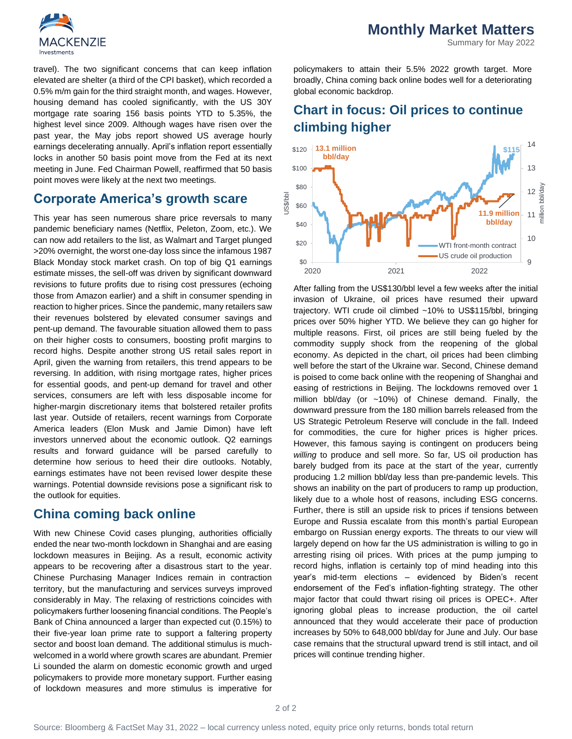travel). The two significant concerns that can keep inflation elevated are shelter (a third of the CPI basket), which recorded a 0.5% m/m gain for the third straight month, and wages. However, housing demand has cooled significantly, with the US 30Y mortgage rate soaring 156 basis points YTD to 5.35%, the highest level since 2009. Although wages have risen over the past year, the May jobs report showed US average hourly earnings decelerating annually. April's inflation report essentially locks in another 50 basis point move from the Fed at its next meeting in June. Fed Chairman Powell, reaffirmed that 50 basis point moves were likely at the next two meetings.

## Corporate America's growth scare

This year has seen numerous share price reversals to many pandemic beneficiary names (Netflix, Peleton, Zoom, etc.). We can now add retailers to the list, as Walmart and Target plunged >20% overnight, the worst one-day loss since the infamous 1987 Black Monday stock market crash. On top of big Q1 earnings estimate misses, the sell-off was driven by significant downward revisions to future profits due to rising cost pressures (echoing those from Amazon earlier) and a shift in consumer spending in reaction to higher prices. Since the pandemic, many retailers saw their revenues bolstered by elevated consumer savings and pent-up demand. The favourable situation allowed them to pass on their higher costs to consumers, boosting profit margins to record highs. Despite another strong US retail sales report in April, given the warning from retailers, this trend appears to be reversing. In addition, with rising mortgage rates, higher prices for essential goods, and pent-up demand for travel and other services, consumers are left with less disposable income for higher-margin discretionary items that bolstered retailer profits last year. Outside of retailers, recent warnings from Corporate America leaders (Elon Musk and Jamie Dimon) have left investors unnerved about the economic outlook. Q2 earnings results and forward guidance will be parsed carefully to determine how serious to heed their dire outlooks. Notably, earnings estimates have not been revised lower despite these warnings. Potential downside revisions pose a significant risk to the outlook for equities.

## China coming back online

With new Chinese Covid cases plunging, authorities officially ended the near two-month lockdown in Shanghai and are easing lockdown measures in Beijing. As a result, economic activity appears to be recovering after a disastrous start to the year. Chinese Purchasing Manager Indices remain in contraction territory, but the manufacturing and services surveys improved considerably in May. The relaxing of restrictions coincides with policymakers further loosening financial conditions. The People's Bank of China announced a larger than expected cut (0.15%) to their five-year loan prime rate to support a faltering property sector and boost loan demand. The additional stimulus is much-welcomed in a world where growth scares are abundant. Premier Li sounded the alarm on domestic economic growth and urged policymakers to provide more monetary support. Further easing of lockdown measures and more stimulus is imperative for policymakers to attain their 5.5% 2022 growth target. More broadly, China coming back online bodes well for a deteriorating global economic backdrop.

## Chart in focus: Oil prices to continue climbing higher

13.1 million bbl/day
$115
11.9 million bbl/day
US$/bbl
million bbl/day
$120
$100
$80
$60
$40
$20
$0
14
13
12
11
10
9
2020
2021
2022
WTI front-month contract
US crude oil production

After falling from the US$130/bbl level a few weeks after the initial invasion of Ukraine, oil prices have resumed their upward trajectory. WTI crude oil climbed ~10% to US$115/bbl, bringing prices over 50% higher YTD. We believe they can go higher for multiple reasons. First, oil prices are still being fueled by the commodity supply shock from the reopening of the global economy. As depicted in the chart, oil prices had been climbing well before the start of the Ukraine war. Second, Chinese demand is poised to come back online with the reopening of Shanghai and easing of restrictions in Beijing. The lockdowns removed over 1 million bbl/day (or ~10%) of Chinese demand. Finally, the downward pressure from the 180 million barrels released from the US Strategic Petroleum Reserve will conclude in the fall. Indeed for commodities, the cure for higher prices is higher prices. However, this famous saying is contingent on producers being *willing* to produce and sell more. So far, US oil production has barely budged from its pace at the start of the year, currently producing 1.2 million bbl/day less than pre-pandemic levels. This shows an inability on the part of producers to ramp up production, likely due to a whole host of reasons, including ESG concerns. Further, there is still an upside risk to prices if tensions between Europe and Russia escalate from this month's partial European embargo on Russian energy exports. The threats to our view will largely depend on how far the US administration is willing to go in arresting rising oil prices. With prices at the pump jumping to record highs, inflation is certainly top of mind heading into this year's mid-term elections – evidenced by Biden's recent endorsement of the Fed's inflation-fighting strategy. The other major factor that could thwart rising oil prices is OPEC+. After ignoring global pleas to increase production, the oil cartel announced that they would accelerate their pace of production increases by 50% to 648,000 bbl/day for June and July. Our base case remains that the structural upward trend is still intact, and oil prices will continue trending higher.

Source: Bloomberg & FactSet May 31, 2022 – local currency unless noted, equity price only returns, bonds total return